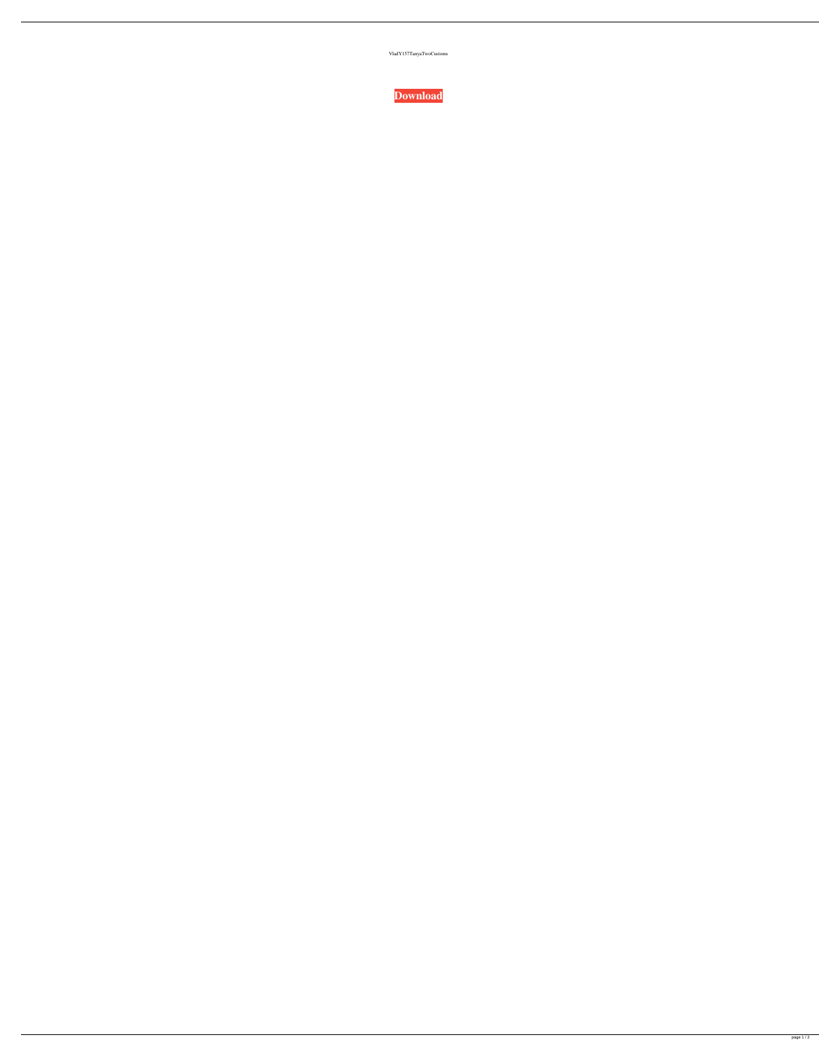VladY157TanyaTwoCustoms

**Download**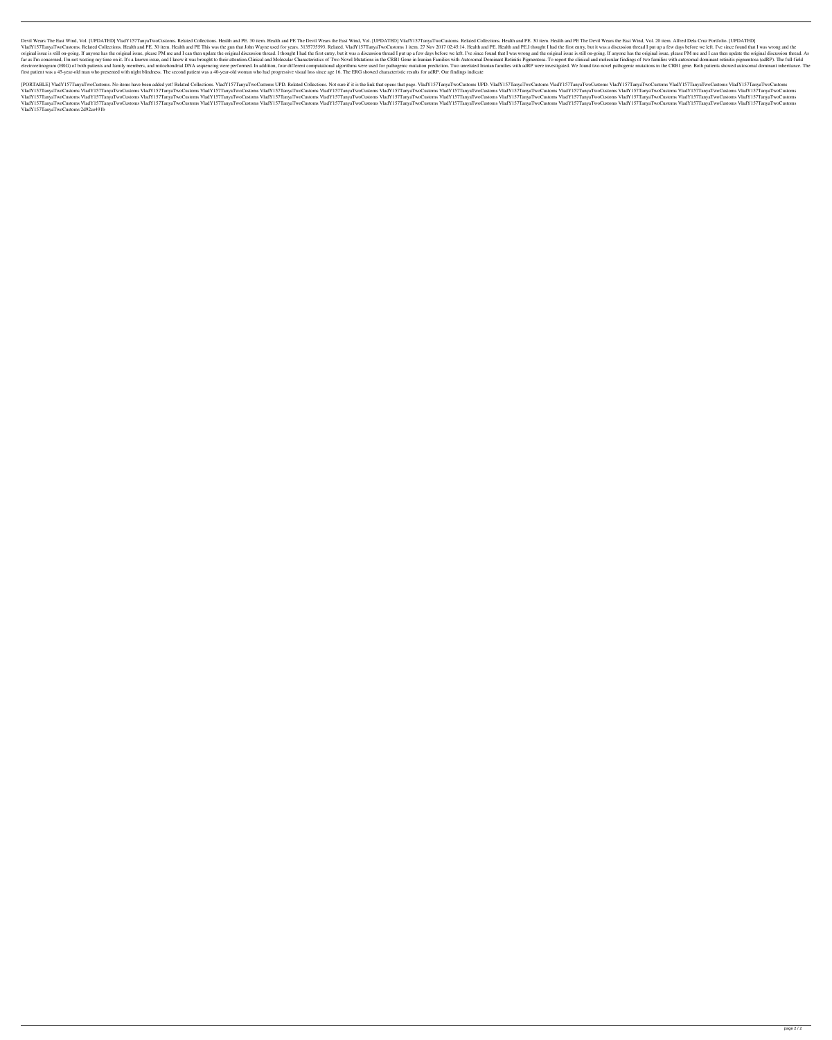Devil Wears The East Wind, Vol. [UPDATED] VladY157TanyaTwoCustoms. Related Collections. Health and PE. 30 item. Health and PE The Devil Wears the East Wind, Vol. [UPDATED] VladY157TanyaTwoCustoms. Related Collections. Health and PE. 30 item. Health and PE The Devil Wears the East Wind, Vol. 20 item. Alfred Dela Cruz Portfolio. [UPDATED] VladY157TanyaTwoCustoms. Related Collections. Health and PE. 30 item. Health and PE This was the gun that John Wayne used for years. 3135735593. Related. VladY157TanyaTwoCustoms 1 item. 27 Nov 2017 02:45:14. Health and PE. Health and PE.I thought I had the first entry, but it was a discussion thread I put up a few days before we left. I've since found that I was wrong and the original issue is still on-going. If anyone has the original issue, please PM me and I can then update the original discussion thread. I thought I had the first entry, but it was a discussion thread I put up a few days before we left. I've since found that I was wrong and the original issue is still on-going. If anyone has the original issue, please PM me and I can then update the original discussion thread. As far as I'm concerned, I'm not wasting my time on it. It's a known issue, and I know it was brought to their attention.Clinical and Molecular Characteristics of Two Novel Mutations in the CRB1 Gene in Iranian Families with Autosomal Dominant Retinitis Pigmentosa. To report the clinical and molecular findings of two families with autosomal dominant retinitis pigmentosa (adRP). The full-field electroretinogram (ERG) of both patients and family members, and mitochondrial DNA sequencing were performed. In addition, four different computational algorithms were used for pathogenic mutation prediction. Two unrelated Iranian families with adRP were investigated. We found two novel pathogenic mutations in the CRB1 gene. Both patients showed autosomal dominant inheritance. The first patient was a 45-year-old man who presented with night blindness. The second patient was a 40-year-old woman who had progressive visual loss since age 16. The ERG showed characteristic results for adRP. Our findings indicate

[PORTABLE] VladY157TanyaTwoCustoms. No items have been added yet! Related Collections. VladY157TanyaTwoCustoms UPD. Related Collections. Not sure if it is the link that opens that page. VladY157TanyaTwoCustoms UPD. VladY157TanyaTwoCustoms VladY157TanyaTwoCustoms VladY157TanyaTwoCustoms VladY157TanyaTwoCustoms VladY157TanyaTwoCustoms VladY157TanyaTwoCustoms VladY157TanyaTwoCustoms VladY157TanyaTwoCustoms VladY157TanyaTwoCustoms VladY157TanyaTwoCustoms VladY157TanyaTwoCustoms VladY157TanyaTwoCustoms VladY157TanyaTwoCustoms VladY157TanyaTwoCustoms VladY157TanyaTwoCustoms VladY157TanyaTwoCustoms VladY157TanyaTwoCustoms VladY157TanyaTwoCustoms VladY157TanyaTwoCustoms VladY157TanyaTwoCustoms VladY157TanyaTwoCustoms VladY157TanyaTwoCustoms VladY157TanyaTwoCustoms VladY157TanyaTwoCustoms VladY157TanyaTwoCustoms VladY157TanyaTwoCustoms VladY157TanyaTwoCustoms VladY157TanyaTwoCustoms VladY157TanyaTwoCustoms VladY157TanyaTwoCustoms VladY157TanyaTwoCustoms VladY157TanyaTwoCustoms VladY157TanyaTwoCustoms VladY157TanyaTwoCustoms VladY157TanyaTwoCustoms VladY157TanyaTwoCustoms VladY157TanyaTwoCustoms VladY157TanyaTwoCustoms VladY157TanyaTwoCustoms VladY157TanyaTwoCustoms VladY157TanyaTwoCustoms VladY157TanyaTwoCustoms VladY157TanyaTwoCustoms VladY157TanyaTwoCustoms VladY157TanyaTwoCustoms VladY157TanyaTwoCustoms VladY157TanyaTwoCustoms 2d92ce491b